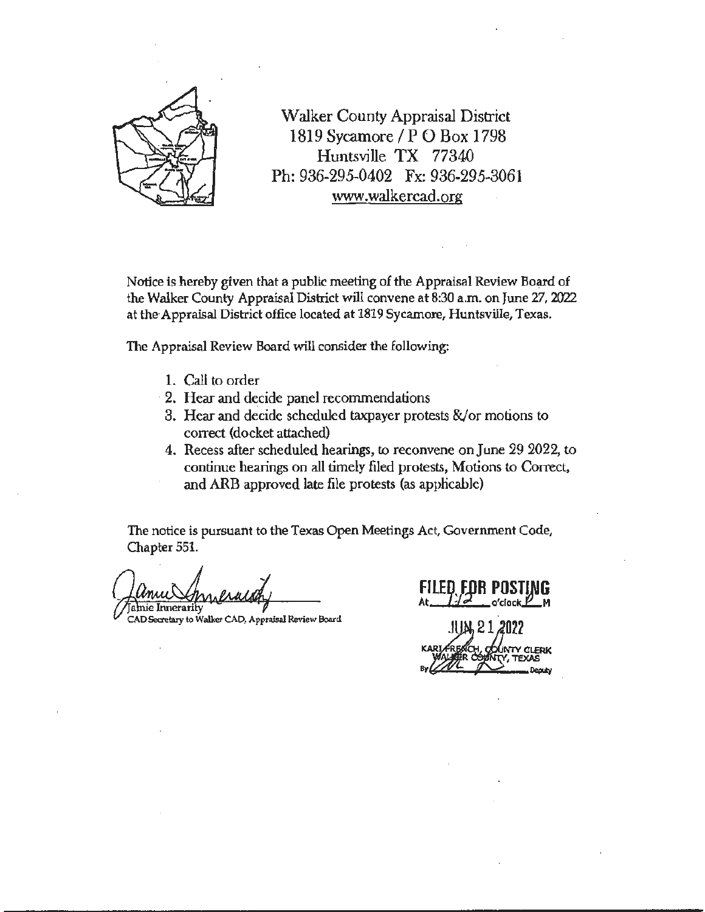Walker County Appraisal District
1819 Sycamore / P O Box 1798
Huntsville TX 77340
Ph: 936-295-0402 Fx: 936-295-3061
www.walkercad.org

Notice is hereby given that a public meeting of the Appraisal Review Board of the Walker County Appraisal District will convene at 8:30 a.m. on June 27, 2022 at the Appraisal District office located at 1819 Sycamore, Huntsville, Texas.

The Appraisal Review Board will consider the following:

1. Call to order
2. Hear and decide panel recommendations
3. Hear and decide scheduled taxpayer protests &/or motions to correct (docket attached)
4. Recess after scheduled hearings, to reconvene on June 29 2022, to continue hearings on all timely filed protests, Motions to Correct, and ARB approved late file protests (as applicable)

The notice is pursuant to the Texas Open Meetings Act, Government Code, Chapter 551.

Jamie Innerarity
CAD Secretary to Walker CAD, Appraisal Review Board

FILED FOR POSTING
At 1:12 o'clock P M
JUN 21 2022
KARI FRENCH, COUNTY CLERK
WALKER COUNTY, TEXAS
By __________ Deputy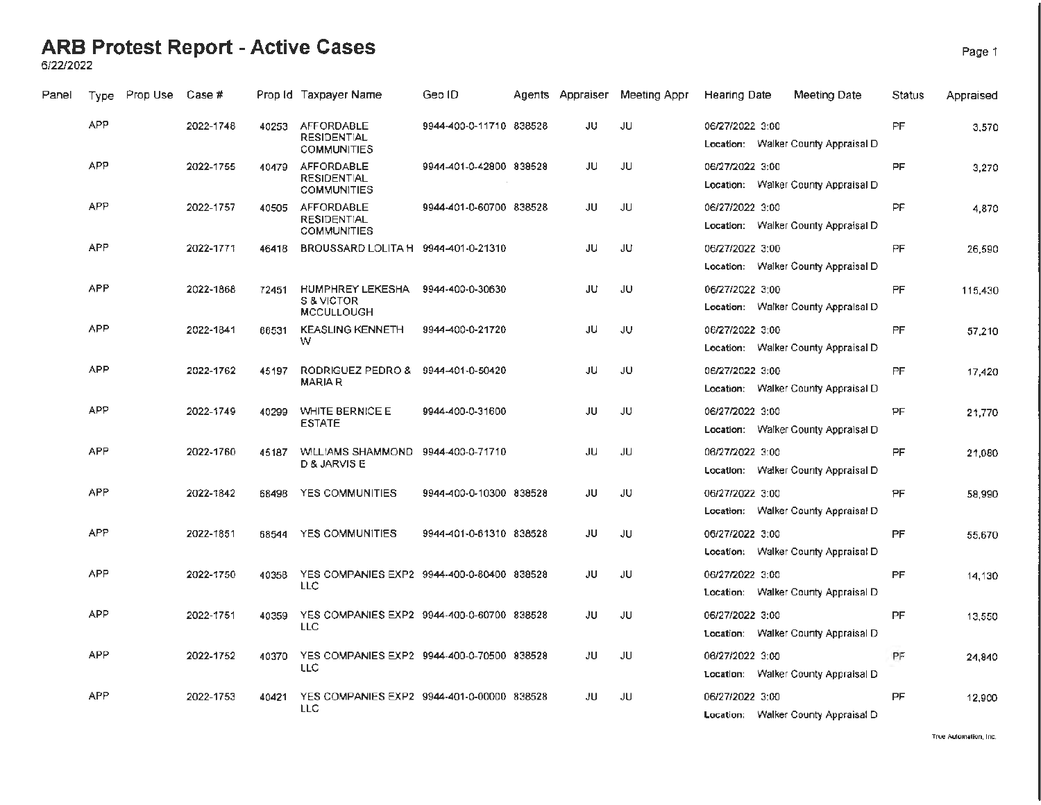# ARB Protest Report - Active Cases

6/22/2022

| Panel | Type | Prop Use | Case # | Prop Id | Taxpayer Name | Geo ID | Agents | Appraiser | Meeting Appr | Hearing Date | Meeting Date | Status | Appraised |
|---|---|---|---|---|---|---|---|---|---|---|---|---|---|
| | APP | | 2022-1748 | 40253 | AFFORDABLE RESIDENTIAL COMMUNITIES | 9944-400-0-11710 | 838528 | JU | JU | 06/27/2022 3:00 Location: Walker County Appraisal D | | PF | 3,570 |
| | APP | | 2022-1755 | 40479 | AFFORDABLE RESIDENTIAL COMMUNITIES | 9944-401-0-42800 | 838528 | JU | JU | 06/27/2022 3:00 Location: Walker County Appraisal D | | PF | 3,270 |
| | APP | | 2022-1757 | 40505 | AFFORDABLE RESIDENTIAL COMMUNITIES | 9944-401-0-60700 | 838528 | JU | JU | 06/27/2022 3:00 Location: Walker County Appraisal D | | PF | 4,870 |
| | APP | | 2022-1771 | 46418 | BROUSSARD LOLITA H | 9944-401-0-21310 | | JU | JU | 06/27/2022 3:00 Location: Walker County Appraisal D | | PF | 26,590 |
| | APP | | 2022-1868 | 72451 | HUMPHREY LEKESHA S & VICTOR MCCULLOUGH | 9944-400-0-30630 | | JU | JU | 06/27/2022 3:00 Location: Walker County Appraisal D | | PF | 115,430 |
| | APP | | 2022-1841 | 66531 | KEASLING KENNETH W | 9944-400-0-21720 | | JU | JU | 06/27/2022 3:00 Location: Walker County Appraisal D | | PF | 57,210 |
| | APP | | 2022-1762 | 45197 | RODRIGUEZ PEDRO & MARIA R | 9944-401-0-50420 | | JU | JU | 06/27/2022 3:00 Location: Walker County Appraisal D | | PF | 17,420 |
| | APP | | 2022-1749 | 40299 | WHITE BERNICE E ESTATE | 9944-400-0-31600 | | JU | JU | 06/27/2022 3:00 Location: Walker County Appraisal D | | PF | 21,770 |
| | APP | | 2022-1760 | 45187 | WILLIAMS SHAMMOND D & JARVIS E | 9944-400-0-71710 | | JU | JU | 06/27/2022 3:00 Location: Walker County Appraisal D | | PF | 21,080 |
| | APP | | 2022-1842 | 68498 | YES COMMUNITIES | 9944-400-0-10300 | 838528 | JU | JU | 06/27/2022 3:00 Location: Walker County Appraisal D | | PF | 58,990 |
| | APP | | 2022-1851 | 68544 | YES COMMUNITIES | 9944-401-0-61310 | 838528 | JU | JU | 06/27/2022 3:00 Location: Walker County Appraisal D | | PF | 55,670 |
| | APP | | 2022-1750 | 40358 | YES COMPANIES EXP2 LLC | 9944-400-0-80400 | 838528 | JU | JU | 06/27/2022 3:00 Location: Walker County Appraisal D | | PF | 14,130 |
| | APP | | 2022-1751 | 40359 | YES COMPANIES EXP2 LLC | 9944-400-0-60700 | 838528 | JU | JU | 06/27/2022 3:00 Location: Walker County Appraisal D | | PF | 13,550 |
| | APP | | 2022-1752 | 40370 | YES COMPANIES EXP2 LLC | 9944-400-0-70500 | 838528 | JU | JU | 06/27/2022 3:00 Location: Walker County Appraisal D | | PF | 24,840 |
| | APP | | 2022-1753 | 40421 | YES COMPANIES EXP2 LLC | 9944-401-0-00000 | 838528 | JU | JU | 06/27/2022 3:00 Location: Walker County Appraisal D | | PF | 12,900 |

True Automation, Inc.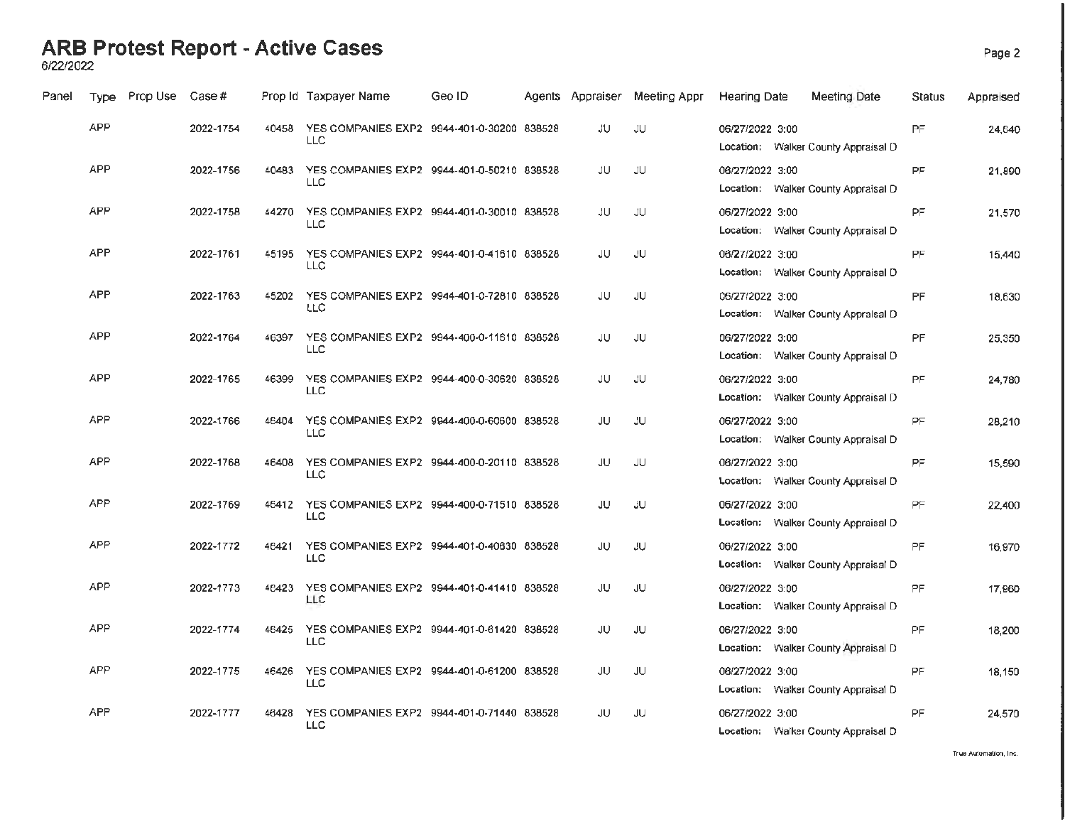# ARB Protest Report - Active Cases

6/22/2022

| Panel | Type | Prop Use | Case # | Prop Id | Taxpayer Name | Geo ID | Agents | Appraiser | Meeting Appr | Hearing Date | Meeting Date | Status | Appraised |
|---|---|---|---|---|---|---|---|---|---|---|---|---|---|
| | APP | | 2022-1754 | 40458 | YES COMPANIES EXP2 LLC | 9944-401-0-30200 | 838528 | JU | JU | 06/27/2022 3:00<br>Location: Walker County Appraisal D | | PF | 24,840 |
| | APP | | 2022-1756 | 40483 | YES COMPANIES EXP2 LLC | 9944-401-0-50210 | 838528 | JU | JU | 06/27/2022 3:00<br>Location: Walker County Appraisal D | | PF | 21,890 |
| | APP | | 2022-1758 | 44270 | YES COMPANIES EXP2 LLC | 9944-401-0-30010 | 838528 | JU | JU | 06/27/2022 3:00<br>Location: Walker County Appraisal D | | PF | 21,570 |
| | APP | | 2022-1761 | 45195 | YES COMPANIES EXP2 LLC | 9944-401-0-41610 | 838528 | JU | JU | 06/27/2022 3:00<br>Location: Walker County Appraisal D | | PF | 15,440 |
| | APP | | 2022-1763 | 45202 | YES COMPANIES EXP2 LLC | 9944-401-0-72810 | 838528 | JU | JU | 06/27/2022 3:00<br>Location: Walker County Appraisal D | | PF | 18,630 |
| | APP | | 2022-1764 | 46397 | YES COMPANIES EXP2 LLC | 9944-400-0-11610 | 838528 | JU | JU | 06/27/2022 3:00<br>Location: Walker County Appraisal D | | PF | 25,350 |
| | APP | | 2022-1765 | 46399 | YES COMPANIES EXP2 LLC | 9944-400-0-30620 | 838528 | JU | JU | 06/27/2022 3:00<br>Location: Walker County Appraisal D | | PF | 24,780 |
| | APP | | 2022-1766 | 46404 | YES COMPANIES EXP2 LLC | 9944-400-0-60600 | 838528 | JU | JU | 06/27/2022 3:00<br>Location: Walker County Appraisal D | | PF | 28,210 |
| | APP | | 2022-1768 | 46408 | YES COMPANIES EXP2 LLC | 9944-400-0-20110 | 838528 | JU | JU | 06/27/2022 3:00<br>Location: Walker County Appraisal D | | PF | 15,590 |
| | APP | | 2022-1769 | 46412 | YES COMPANIES EXP2 LLC | 9944-400-0-71510 | 838528 | JU | JU | 06/27/2022 3:00<br>Location: Walker County Appraisal D | | PF | 22,400 |
| | APP | | 2022-1772 | 46421 | YES COMPANIES EXP2 LLC | 9944-401-0-40630 | 838528 | JU | JU | 06/27/2022 3:00<br>Location: Walker County Appraisal D | | PF | 16,970 |
| | APP | | 2022-1773 | 46423 | YES COMPANIES EXP2 LLC | 9944-401-0-41410 | 838528 | JU | JU | 06/27/2022 3:00<br>Location: Walker County Appraisal D | | PF | 17,960 |
| | APP | | 2022-1774 | 46425 | YES COMPANIES EXP2 LLC | 9944-401-0-61420 | 838528 | JU | JU | 06/27/2022 3:00<br>Location: Walker County Appraisal D | | PF | 18,200 |
| | APP | | 2022-1775 | 46426 | YES COMPANIES EXP2 LLC | 9944-401-0-61200 | 838528 | JU | JU | 06/27/2022 3:00<br>Location: Walker County Appraisal D | | PF | 18,150 |
| | APP | | 2022-1777 | 46428 | YES COMPANIES EXP2 LLC | 9944-401-0-71440 | 838528 | JU | JU | 06/27/2022 3:00<br>Location: Walker County Appraisal D | | PF | 24,570 |

True Automation, Inc.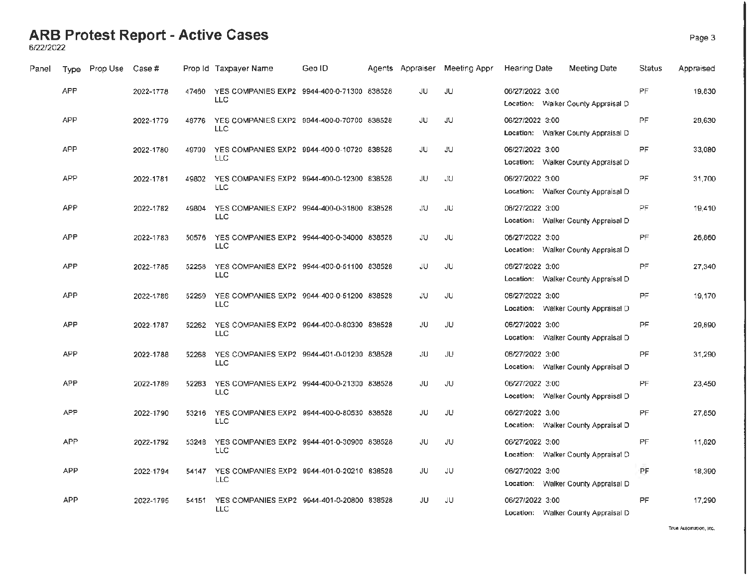# ARB Protest Report - Active Cases

6/22/2022

| Panel | Type | Prop Use | Case # | Prop Id | Taxpayer Name | Geo ID | Agents | Appraiser | Meeting Appr | Hearing Date | Meeting Date | Status | Appraised |
|---|---|---|---|---|---|---|---|---|---|---|---|---|---|
| | APP | | 2022-1778 | 47460 | YES COMPANIES EXP2 LLC | 9944-400-0-71300 | 838528 | JU | JU | 06/27/2022 3:00 Location: Walker County Appraisal D | | PF | 19,830 |
| | APP | | 2022-1779 | 48776 | YES COMPANIES EXP2 LLC | 9944-400-0-70700 | 838528 | JU | JU | 06/27/2022 3:00 Location: Walker County Appraisal D | | PF | 29,630 |
| | APP | | 2022-1780 | 49799 | YES COMPANIES EXP2 LLC | 9944-400-0-10720 | 838528 | JU | JU | 06/27/2022 3:00 Location: Walker County Appraisal D | | PF | 33,080 |
| | APP | | 2022-1781 | 49802 | YES COMPANIES EXP2 LLC | 9944-400-0-12300 | 838528 | JU | JU | 06/27/2022 3:00 Location: Walker County Appraisal D | | PF | 31,700 |
| | APP | | 2022-1782 | 49804 | YES COMPANIES EXP2 LLC | 9944-400-0-31800 | 838528 | JU | JU | 06/27/2022 3:00 Location: Walker County Appraisal D | | PF | 19,410 |
| | APP | | 2022-1783 | 50576 | YES COMPANIES EXP2 LLC | 9944-400-0-34000 | 838528 | JU | JU | 06/27/2022 3:00 Location: Walker County Appraisal D | | PF | 26,860 |
| | APP | | 2022-1785 | 52258 | YES COMPANIES EXP2 LLC | 9944-400-0-51100 | 838528 | JU | JU | 06/27/2022 3:00 Location: Walker County Appraisal D | | PF | 27,340 |
| | APP | | 2022-1786 | 52259 | YES COMPANIES EXP2 LLC | 9944-400-0-51200 | 838528 | JU | JU | 06/27/2022 3:00 Location: Walker County Appraisal D | | PF | 19,170 |
| | APP | | 2022-1787 | 52262 | YES COMPANIES EXP2 LLC | 9944-400-0-80300 | 838528 | JU | JU | 06/27/2022 3:00 Location: Walker County Appraisal D | | PF | 29,890 |
| | APP | | 2022-1788 | 52268 | YES COMPANIES EXP2 LLC | 9944-401-0-01200 | 838528 | JU | JU | 06/27/2022 3:00 Location: Walker County Appraisal D | | PF | 31,290 |
| | APP | | 2022-1789 | 52283 | YES COMPANIES EXP2 LLC | 9944-400-0-21300 | 838528 | JU | JU | 06/27/2022 3:00 Location: Walker County Appraisal D | | PF | 23,450 |
| | APP | | 2022-1790 | 53216 | YES COMPANIES EXP2 LLC | 9944-400-0-80530 | 838528 | JU | JU | 06/27/2022 3:00 Location: Walker County Appraisal D | | PF | 27,850 |
| | APP | | 2022-1792 | 53248 | YES COMPANIES EXP2 LLC | 9944-401-0-30900 | 838528 | JU | JU | 06/27/2022 3:00 Location: Walker County Appraisal D | | PF | 11,820 |
| | APP | | 2022-1794 | 54147 | YES COMPANIES EXP2 LLC | 9944-401-0-20210 | 838528 | JU | JU | 06/27/2022 3:00 Location: Walker County Appraisal D | | PF | 18,390 |
| | APP | | 2022-1795 | 54151 | YES COMPANIES EXP2 LLC | 9944-401-0-20800 | 838528 | JU | JU | 06/27/2022 3:00 Location: Walker County Appraisal D | | PF | 17,290 |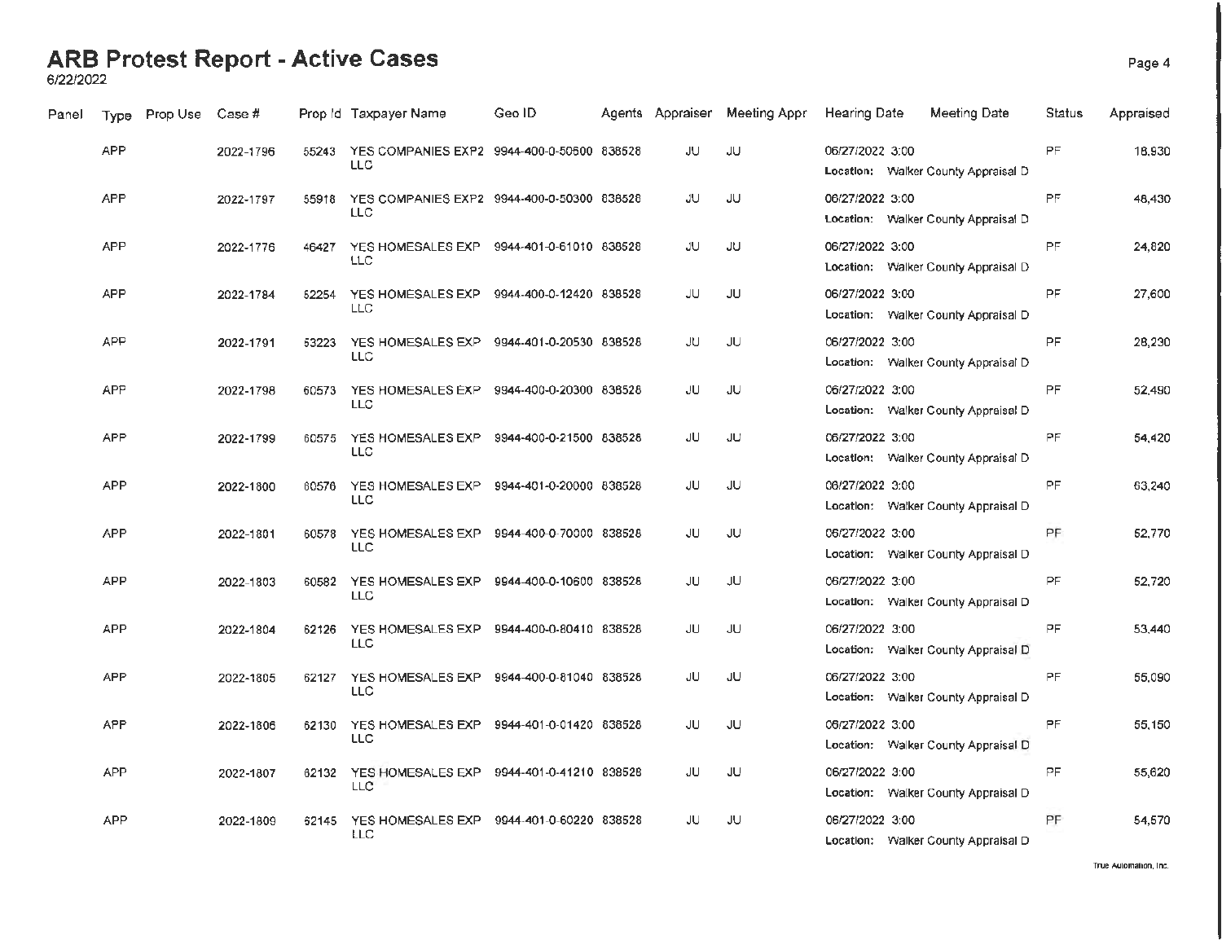# ARB Protest Report - Active Cases

6/22/2022

| Panel | Type | Prop Use | Case # | Prop Id | Taxpayer Name | Geo ID | Agents | Appraiser | Meeting Appr | Hearing Date | Meeting Date | Status | Appraised |
|---|---|---|---|---|---|---|---|---|---|---|---|---|---|
| | APP | | 2022-1796 | 55243 | YES COMPANIES EXP2 LLC | 9944-400-0-50500 | 838528 | JU | JU | 06/27/2022 3:00 Location: Walker County Appraisal D | | PF | 18,930 |
| | APP | | 2022-1797 | 55918 | YES COMPANIES EXP2 LLC | 9944-400-0-50300 | 838528 | JU | JU | 06/27/2022 3:00 Location: Walker County Appraisal D | | PF | 48,430 |
| | APP | | 2022-1776 | 46427 | YES HOMESALES EXP LLC | 9944-401-0-61010 | 838528 | JU | JU | 06/27/2022 3:00 Location: Walker County Appraisal D | | PF | 24,820 |
| | APP | | 2022-1784 | 52254 | YES HOMESALES EXP LLC | 9944-400-0-12420 | 838528 | JU | JU | 06/27/2022 3:00 Location: Walker County Appraisal D | | PF | 27,600 |
| | APP | | 2022-1791 | 53223 | YES HOMESALES EXP LLC | 9944-401-0-20530 | 838528 | JU | JU | 06/27/2022 3:00 Location: Walker County Appraisal D | | PF | 28,230 |
| | APP | | 2022-1798 | 60573 | YES HOMESALES EXP LLC | 9944-400-0-20300 | 838528 | JU | JU | 06/27/2022 3:00 Location: Walker County Appraisal D | | PF | 52,490 |
| | APP | | 2022-1799 | 60575 | YES HOMESALES EXP LLC | 9944-400-0-21500 | 838528 | JU | JU | 06/27/2022 3:00 Location: Walker County Appraisal D | | PF | 54,420 |
| | APP | | 2022-1800 | 60576 | YES HOMESALES EXP LLC | 9944-401-0-20000 | 838528 | JU | JU | 06/27/2022 3:00 Location: Walker County Appraisal D | | PF | 63,240 |
| | APP | | 2022-1801 | 60578 | YES HOMESALES EXP LLC | 9944-400-0-70000 | 838528 | JU | JU | 06/27/2022 3:00 Location: Walker County Appraisal D | | PF | 52,770 |
| | APP | | 2022-1803 | 60582 | YES HOMESALES EXP LLC | 9944-400-0-10600 | 838528 | JU | JU | 06/27/2022 3:00 Location: Walker County Appraisal D | | PF | 52,720 |
| | APP | | 2022-1804 | 62126 | YES HOMESALES EXP LLC | 9944-400-0-80410 | 838528 | JU | JU | 06/27/2022 3:00 Location: Walker County Appraisal D | | PF | 53,440 |
| | APP | | 2022-1805 | 62127 | YES HOMESALES EXP LLC | 9944-400-0-81040 | 838528 | JU | JU | 06/27/2022 3:00 Location: Walker County Appraisal D | | PF | 55,090 |
| | APP | | 2022-1806 | 62130 | YES HOMESALES EXP LLC | 9944-401-0-01420 | 838528 | JU | JU | 06/27/2022 3:00 Location: Walker County Appraisal D | | PF | 55,150 |
| | APP | | 2022-1807 | 62132 | YES HOMESALES EXP LLC | 9944-401-0-41210 | 838528 | JU | JU | 06/27/2022 3:00 Location: Walker County Appraisal D | | PF | 55,620 |
| | APP | | 2022-1809 | 62145 | YES HOMESALES EXP LLC | 9944-401-0-60220 | 838528 | JU | JU | 06/27/2022 3:00 Location: Walker County Appraisal D | | PF | 54,570 |

True Automation, Inc.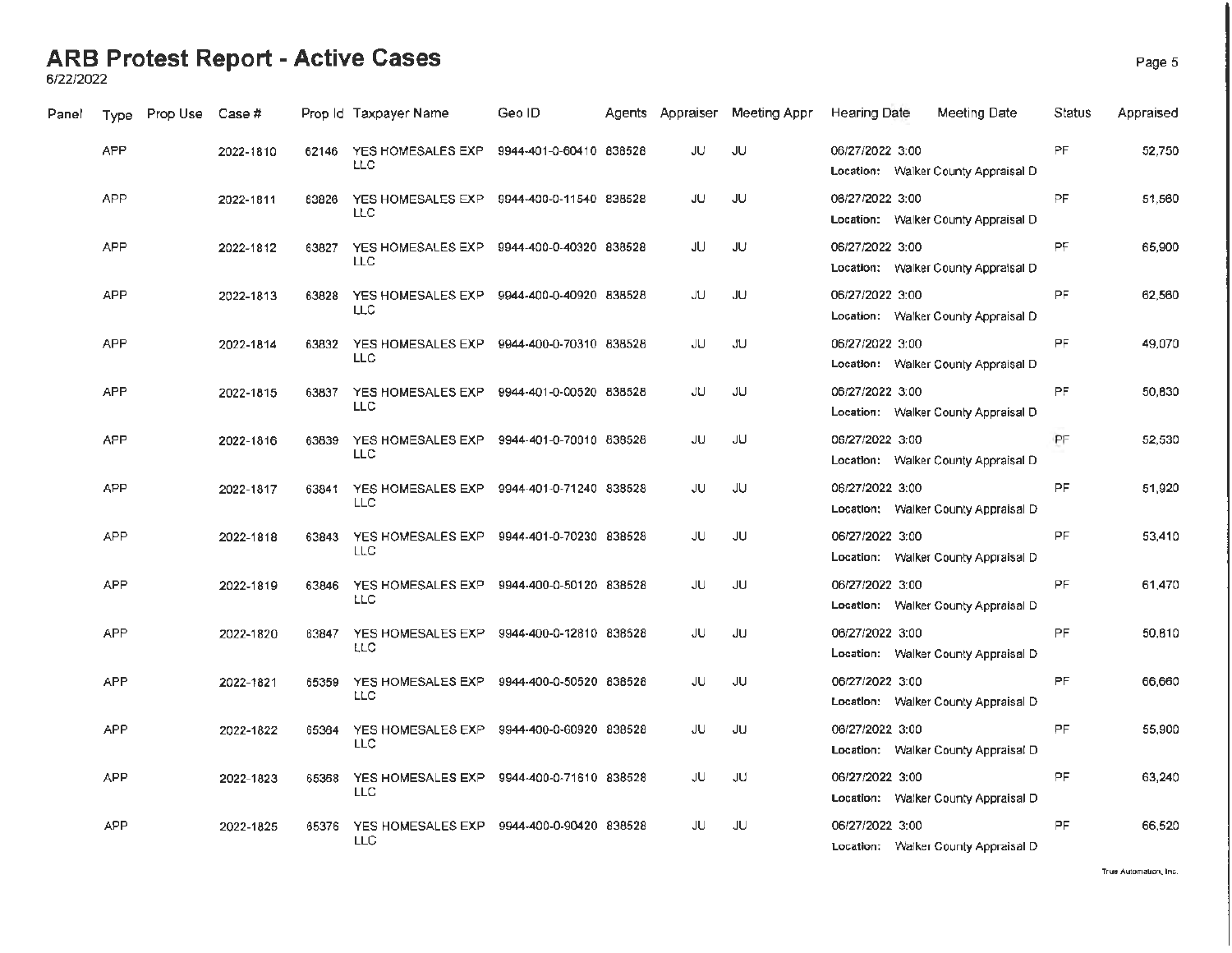# ARB Protest Report - Active Cases

6/22/2022

| Panel | Type | Prop Use | Case # | Prop Id | Taxpayer Name | Geo ID | Agents | Appraiser | Meeting Appr | Hearing Date | Meeting Date | Status | Appraised |
|---|---|---|---|---|---|---|---|---|---|---|---|---|---|
| | APP | | 2022-1810 | 62146 | YES HOMESALES EXP LLC | 9944-401-0-60410 | 838528 | JU | JU | 06/27/2022 3:00<br>Location: Walker County Appraisal D | | PF | 52,750 |
| | APP | | 2022-1811 | 63826 | YES HOMESALES EXP LLC | 9944-400-0-11540 | 838528 | JU | JU | 06/27/2022 3:00<br>Location: Walker County Appraisal D | | PF | 51,560 |
| | APP | | 2022-1812 | 63827 | YES HOMESALES EXP LLC | 9944-400-0-40320 | 838528 | JU | JU | 06/27/2022 3:00<br>Location: Walker County Appraisal D | | PF | 65,900 |
| | APP | | 2022-1813 | 63828 | YES HOMESALES EXP LLC | 9944-400-0-40920 | 838528 | JU | JU | 06/27/2022 3:00<br>Location: Walker County Appraisal D | | PF | 62,560 |
| | APP | | 2022-1814 | 63832 | YES HOMESALES EXP LLC | 9944-400-0-70310 | 838528 | JU | JU | 06/27/2022 3:00<br>Location: Walker County Appraisal D | | PF | 49,070 |
| | APP | | 2022-1815 | 63837 | YES HOMESALES EXP LLC | 9944-401-0-00520 | 838528 | JU | JU | 06/27/2022 3:00<br>Location: Walker County Appraisal D | | PF | 50,830 |
| | APP | | 2022-1816 | 63839 | YES HOMESALES EXP LLC | 9944-401-0-70010 | 838528 | JU | JU | 06/27/2022 3:00<br>Location: Walker County Appraisal D | | PF | 52,530 |
| | APP | | 2022-1817 | 63841 | YES HOMESALES EXP LLC | 9944-401-0-71240 | 838528 | JU | JU | 06/27/2022 3:00<br>Location: Walker County Appraisal D | | PF | 51,920 |
| | APP | | 2022-1818 | 63843 | YES HOMESALES EXP LLC | 9944-401-0-70230 | 838528 | JU | JU | 06/27/2022 3:00<br>Location: Walker County Appraisal D | | PF | 53,410 |
| | APP | | 2022-1819 | 63846 | YES HOMESALES EXP LLC | 9944-400-0-50120 | 838528 | JU | JU | 06/27/2022 3:00<br>Location: Walker County Appraisal D | | PF | 61,470 |
| | APP | | 2022-1820 | 63847 | YES HOMESALES EXP LLC | 9944-400-0-12810 | 838528 | JU | JU | 06/27/2022 3:00<br>Location: Walker County Appraisal D | | PF | 50,810 |
| | APP | | 2022-1821 | 65359 | YES HOMESALES EXP LLC | 9944-400-0-50520 | 838528 | JU | JU | 06/27/2022 3:00<br>Location: Walker County Appraisal D | | PF | 66,660 |
| | APP | | 2022-1822 | 65364 | YES HOMESALES EXP LLC | 9944-400-0-60920 | 838528 | JU | JU | 06/27/2022 3:00<br>Location: Walker County Appraisal D | | PF | 55,900 |
| | APP | | 2022-1823 | 65368 | YES HOMESALES EXP LLC | 9944-400-0-71610 | 838528 | JU | JU | 06/27/2022 3:00<br>Location: Walker County Appraisal D | | PF | 63,240 |
| | APP | | 2022-1825 | 65376 | YES HOMESALES EXP LLC | 9944-400-0-90420 | 838528 | JU | JU | 06/27/2022 3:00<br>Location: Walker County Appraisal D | | PF | 66,520 |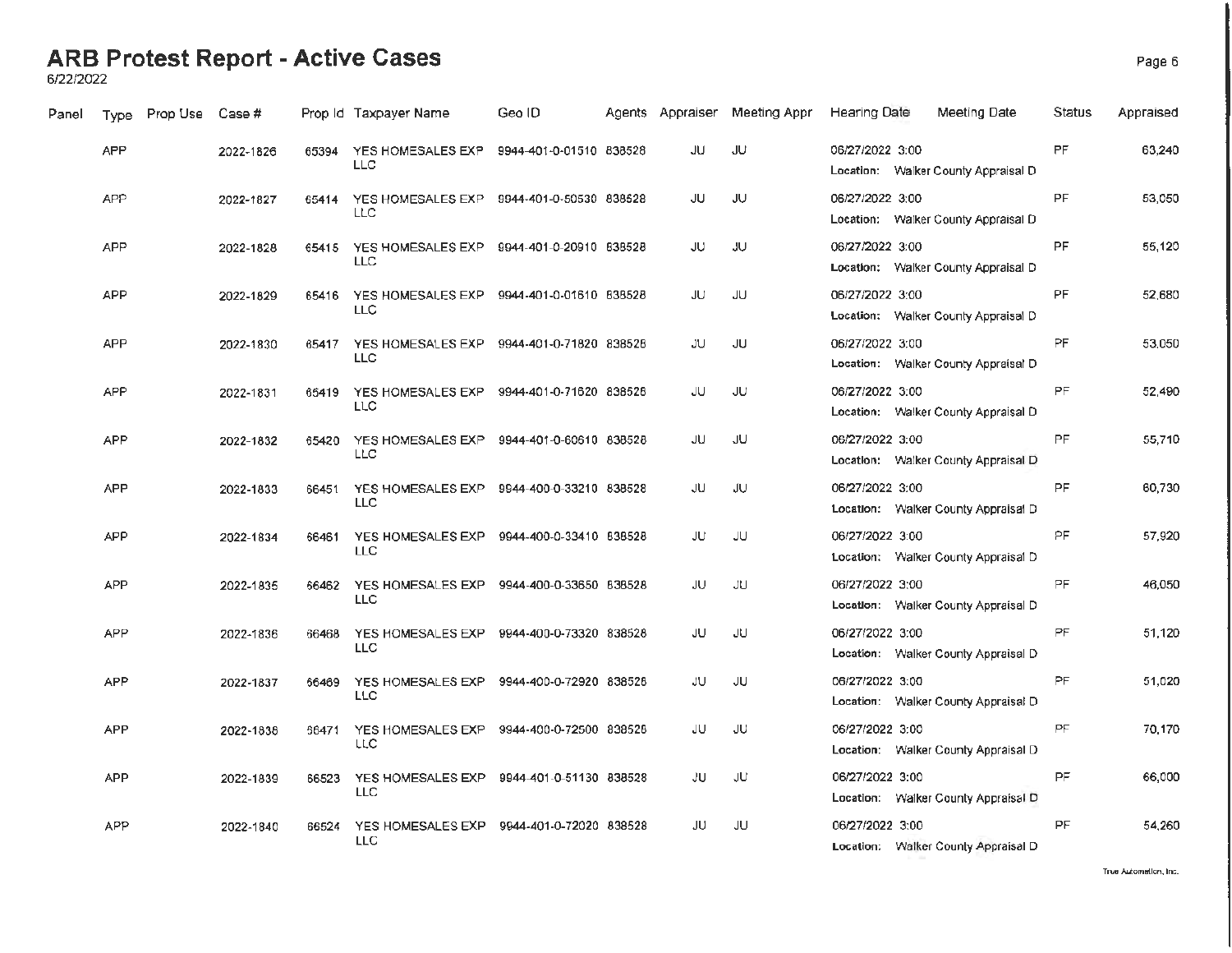# ARB Protest Report - Active Cases

6/22/2022

| Panel | Type | Prop Use | Case # | Prop Id | Taxpayer Name | Geo ID | Agents | Appraiser | Meeting Appr | Hearing Date | Meeting Date | Status | Appraised |
|---|---|---|---|---|---|---|---|---|---|---|---|---|---|
| | APP | | 2022-1826 | 65394 | YES HOMESALES EXP LLC | 9944-401-0-01510 | 838528 | JU | JU | 06/27/2022 3:00 Location: Walker County Appraisal D | | PF | 63,240 |
| | APP | | 2022-1827 | 65414 | YES HOMESALES EXP LLC | 9944-401-0-50530 | 838528 | JU | JU | 06/27/2022 3:00 Location: Walker County Appraisal D | | PF | 53,050 |
| | APP | | 2022-1828 | 65415 | YES HOMESALES EXP LLC | 9944-401-0-20910 | 838528 | JU | JU | 06/27/2022 3:00 Location: Walker County Appraisal D | | PF | 55,120 |
| | APP | | 2022-1829 | 65416 | YES HOMESALES EXP LLC | 9944-401-0-01610 | 838528 | JU | JU | 06/27/2022 3:00 Location: Walker County Appraisal D | | PF | 52,680 |
| | APP | | 2022-1830 | 65417 | YES HOMESALES EXP LLC | 9944-401-0-71820 | 838528 | JU | JU | 06/27/2022 3:00 Location: Walker County Appraisal D | | PF | 53,050 |
| | APP | | 2022-1831 | 65419 | YES HOMESALES EXP LLC | 9944-401-0-71620 | 838528 | JU | JU | 06/27/2022 3:00 Location: Walker County Appraisal D | | PF | 52,490 |
| | APP | | 2022-1832 | 65420 | YES HOMESALES EXP LLC | 9944-401-0-60610 | 838528 | JU | JU | 06/27/2022 3:00 Location: Walker County Appraisal D | | PF | 55,710 |
| | APP | | 2022-1833 | 66451 | YES HOMESALES EXP LLC | 9944-400-0-33210 | 838528 | JU | JU | 06/27/2022 3:00 Location: Walker County Appraisal D | | PF | 60,730 |
| | APP | | 2022-1834 | 66461 | YES HOMESALES EXP LLC | 9944-400-0-33410 | 838528 | JU | JU | 06/27/2022 3:00 Location: Walker County Appraisal D | | PF | 57,920 |
| | APP | | 2022-1835 | 66462 | YES HOMESALES EXP LLC | 9944-400-0-33650 | 838528 | JU | JU | 06/27/2022 3:00 Location: Walker County Appraisal D | | PF | 46,050 |
| | APP | | 2022-1836 | 66468 | YES HOMESALES EXP LLC | 9944-400-0-73320 | 838528 | JU | JU | 06/27/2022 3:00 Location: Walker County Appraisal D | | PF | 51,120 |
| | APP | | 2022-1837 | 66469 | YES HOMESALES EXP LLC | 9944-400-0-72920 | 838528 | JU | JU | 06/27/2022 3:00 Location: Walker County Appraisal D | | PF | 51,020 |
| | APP | | 2022-1838 | 66471 | YES HOMESALES EXP LLC | 9944-400-0-72500 | 838528 | JU | JU | 06/27/2022 3:00 Location: Walker County Appraisal D | | PF | 70,170 |
| | APP | | 2022-1839 | 66523 | YES HOMESALES EXP LLC | 9944-401-0-51130 | 838528 | JU | JU | 06/27/2022 3:00 Location: Walker County Appraisal D | | PF | 66,000 |
| | APP | | 2022-1840 | 66524 | YES HOMESALES EXP LLC | 9944-401-0-72020 | 838528 | JU | JU | 06/27/2022 3:00 Location: Walker County Appraisal D | | PF | 54,260 |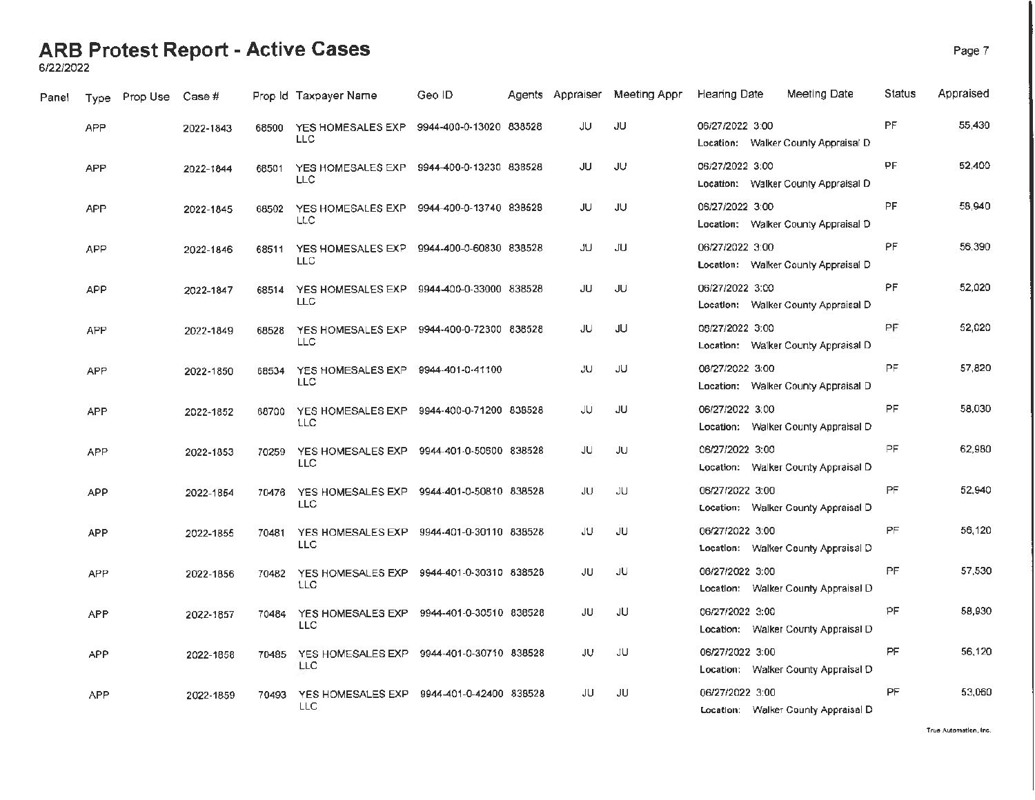# ARB Protest Report - Active Cases

6/22/2022

| Panel | Type | Prop Use | Case # | Prop Id | Taxpayer Name | Geo ID | Agents | Appraiser | Meeting Appr | Hearing Date | Meeting Date | Status | Appraised |
|---|---|---|---|---|---|---|---|---|---|---|---|---|---|
| | APP | | 2022-1843 | 68500 | YES HOMESALES EXP LLC | 9944-400-0-13020 | 838528 | JU | JU | 06/27/2022 3:00<br>Location: Walker County Appraisal D | | PF | 55,430 |
| | APP | | 2022-1844 | 68501 | YES HOMESALES EXP LLC | 9944-400-0-13230 | 838528 | JU | JU | 06/27/2022 3:00<br>Location: Walker County Appraisal D | | PF | 52,400 |
| | APP | | 2022-1845 | 68502 | YES HOMESALES EXP LLC | 9944-400-0-13740 | 838528 | JU | JU | 06/27/2022 3:00<br>Location: Walker County Appraisal D | | PF | 58,940 |
| | APP | | 2022-1846 | 68511 | YES HOMESALES EXP LLC | 9944-400-0-60830 | 838528 | JU | JU | 06/27/2022 3:00<br>Location: Walker County Appraisal D | | PF | 56,390 |
| | APP | | 2022-1847 | 68514 | YES HOMESALES EXP LLC | 9944-400-0-33000 | 838528 | JU | JU | 06/27/2022 3:00<br>Location: Walker County Appraisal D | | PF | 52,020 |
| | APP | | 2022-1849 | 68528 | YES HOMESALES EXP LLC | 9944-400-0-72300 | 838528 | JU | JU | 06/27/2022 3:00<br>Location: Walker County Appraisal D | | PF | 52,020 |
| | APP | | 2022-1850 | 68534 | YES HOMESALES EXP LLC | 9944-401-0-41100 | | JU | JU | 06/27/2022 3:00<br>Location: Walker County Appraisal D | | PF | 57,820 |
| | APP | | 2022-1852 | 68700 | YES HOMESALES EXP LLC | 9944-400-0-71200 | 838528 | JU | JU | 06/27/2022 3:00<br>Location: Walker County Appraisal D | | PF | 58,030 |
| | APP | | 2022-1853 | 70259 | YES HOMESALES EXP LLC | 9944-401-0-50600 | 838528 | JU | JU | 06/27/2022 3:00<br>Location: Walker County Appraisal D | | PF | 62,980 |
| | APP | | 2022-1854 | 70478 | YES HOMESALES EXP LLC | 9944-401-0-50810 | 838528 | JU | JU | 06/27/2022 3:00<br>Location: Walker County Appraisal D | | PF | 52,940 |
| | APP | | 2022-1855 | 70481 | YES HOMESALES EXP LLC | 9944-401-0-30110 | 838528 | JU | JU | 06/27/2022 3:00<br>Location: Walker County Appraisal D | | PF | 56,120 |
| | APP | | 2022-1856 | 70482 | YES HOMESALES EXP LLC | 9944-401-0-30310 | 838528 | JU | JU | 06/27/2022 3:00<br>Location: Walker County Appraisal D | | PF | 57,530 |
| | APP | | 2022-1857 | 70484 | YES HOMESALES EXP LLC | 9944-401-0-30510 | 838528 | JU | JU | 06/27/2022 3:00<br>Location: Walker County Appraisal D | | PF | 58,930 |
| | APP | | 2022-1858 | 70485 | YES HOMESALES EXP LLC | 9944-401-0-30710 | 838528 | JU | JU | 06/27/2022 3:00<br>Location: Walker County Appraisal D | | PF | 56,120 |
| | APP | | 2022-1859 | 70493 | YES HOMESALES EXP LLC | 9944-401-0-42400 | 838528 | JU | JU | 06/27/2022 3:00<br>Location: Walker County Appraisal D | | PF | 53,060 |

True Automation, Inc.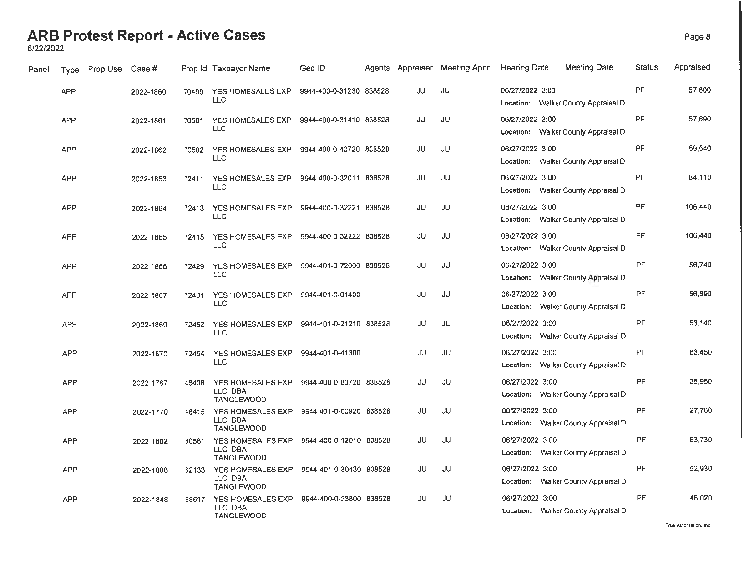# ARB Protest Report - Active Cases

6/22/2022

| Panel | Type | Prop Use | Case # | Prop Id | Taxpayer Name | Geo ID | Agents | Appraiser | Meeting Appr | Hearing Date | Meeting Date | Status | Appraised |
|---|---|---|---|---|---|---|---|---|---|---|---|---|---|
| | APP | | 2022-1860 | 70499 | YES HOMESALES EXP LLC | 9944-400-0-31230 | 838528 | JU | JU | 06/27/2022 3:00 Location: Walker County Appraisal D | | PF | 57,600 |
| | APP | | 2022-1861 | 70501 | YES HOMESALES EXP LLC | 9944-400-0-31410 | 838528 | JU | JU | 06/27/2022 3:00 Location: Walker County Appraisal D | | PF | 57,690 |
| | APP | | 2022-1862 | 70502 | YES HOMESALES EXP LLC | 9944-400-0-40720 | 838528 | JU | JU | 06/27/2022 3:00 Location: Walker County Appraisal D | | PF | 59,540 |
| | APP | | 2022-1863 | 72411 | YES HOMESALES EXP LLC | 9944-400-0-32011 | 838528 | JU | JU | 06/27/2022 3:00 Location: Walker County Appraisal D | | PF | 84,110 |
| | APP | | 2022-1864 | 72413 | YES HOMESALES EXP LLC | 9944-400-0-32221 | 838528 | JU | JU | 06/27/2022 3:00 Location: Walker County Appraisal D | | PF | 106,440 |
| | APP | | 2022-1865 | 72415 | YES HOMESALES EXP LLC | 9944-400-0-32222 | 838528 | JU | JU | 06/27/2022 3:00 Location: Walker County Appraisal D | | PF | 106,440 |
| | APP | | 2022-1866 | 72429 | YES HOMESALES EXP LLC | 9944-401-0-72000 | 838528 | JU | JU | 06/27/2022 3:00 Location: Walker County Appraisal D | | PF | 56,740 |
| | APP | | 2022-1867 | 72431 | YES HOMESALES EXP LLC | 9944-401-0-01400 | | JU | JU | 06/27/2022 3:00 Location: Walker County Appraisal D | | PF | 56,890 |
| | APP | | 2022-1869 | 72452 | YES HOMESALES EXP LLC | 9944-401-0-21210 | 838528 | JU | JU | 06/27/2022 3:00 Location: Walker County Appraisal D | | PF | 53,140 |
| | APP | | 2022-1870 | 72454 | YES HOMESALES EXP LLC | 9944-401-0-41300 | | JU | JU | 06/27/2022 3:00 Location: Walker County Appraisal D | | PF | 63,450 |
| | APP | | 2022-1767 | 48406 | YES HOMESALES EXP LLC DBA TANGLEWOOD | 9944-400-0-80720 | 838528 | JU | JU | 06/27/2022 3:00 Location: Walker County Appraisal D | | PF | 35,950 |
| | APP | | 2022-1770 | 48415 | YES HOMESALES EXP LLC DBA TANGLEWOOD | 9944-401-0-00920 | 838528 | JU | JU | 06/27/2022 3:00 Location: Walker County Appraisal D | | PF | 27,760 |
| | APP | | 2022-1802 | 60581 | YES HOMESALES EXP LLC DBA TANGLEWOOD | 9944-400-0-12010 | 838528 | JU | JU | 06/27/2022 3:00 Location: Walker County Appraisal D | | PF | 53,730 |
| | APP | | 2022-1808 | 62133 | YES HOMESALES EXP LLC DBA TANGLEWOOD | 9944-401-0-30430 | 838528 | JU | JU | 06/27/2022 3:00 Location: Walker County Appraisal D | | PF | 52,930 |
| | APP | | 2022-1848 | 68517 | YES HOMESALES EXP LLC DBA TANGLEWOOD | 9944-400-0-33800 | 838528 | JU | JU | 06/27/2022 3:00 Location: Walker County Appraisal D | | PF | 46,020 |

True Automation, Inc.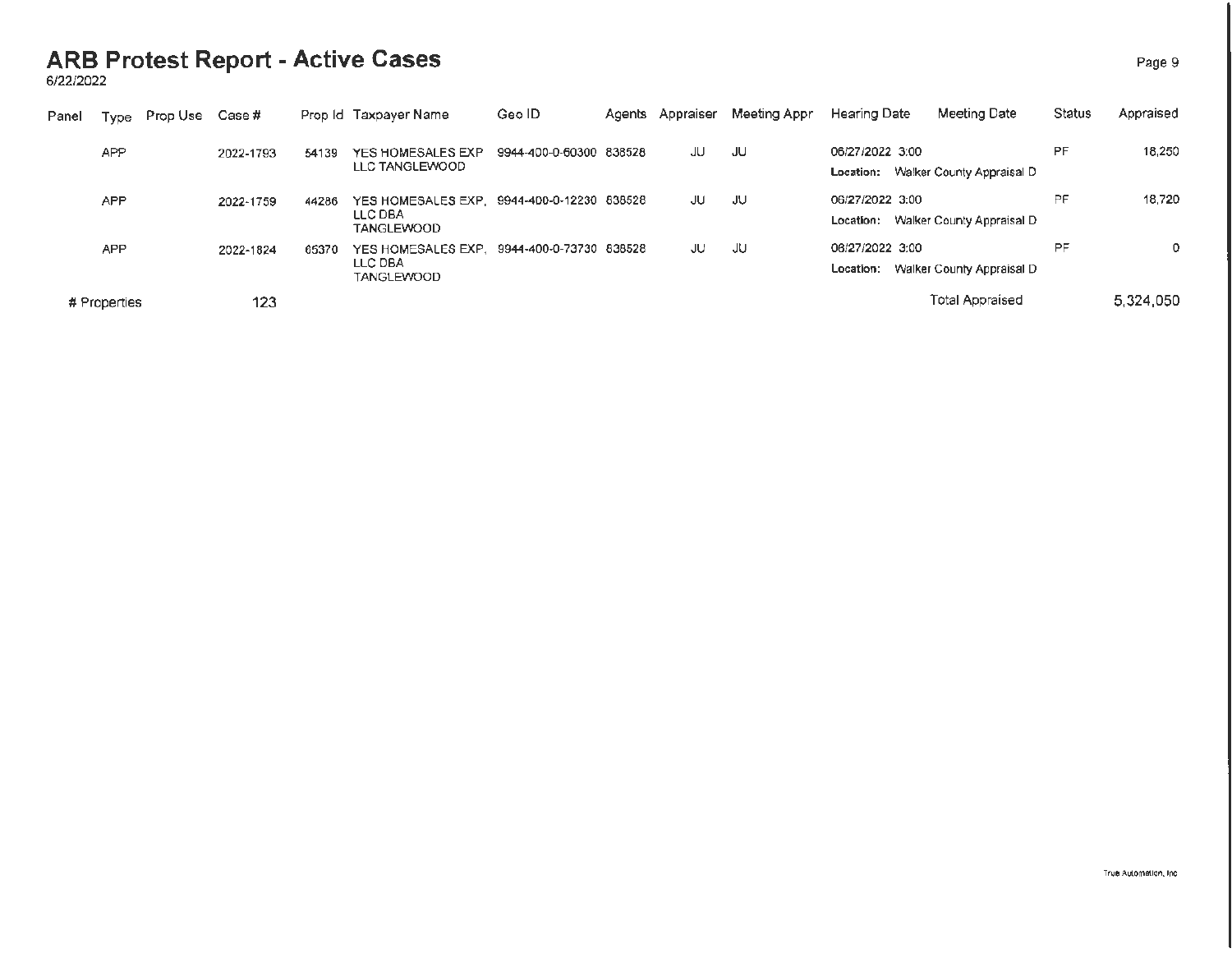# ARB Protest Report - Active Cases

6/22/2022

| Panel | Type | Prop Use | Case # | Prop Id | Taxpayer Name | Geo ID | Agents | Appraiser | Meeting Appr | Hearing Date | Meeting Date | Status | Appraised |
|---|---|---|---|---|---|---|---|---|---|---|---|---|---|
| | APP | | 2022-1793 | 54139 | YES HOMESALES EXP LLC TANGLEWOOD | 9944-400-0-60300 | 838528 | JU | JU | 06/27/2022 3:00 Location: Walker County Appraisal D | | PF | 18,250 |
| | APP | | 2022-1759 | 44286 | YES HOMESALES EXP, LLC DBA TANGLEWOOD | 9944-400-0-12230 | 838528 | JU | JU | 06/27/2022 3:00 Location: Walker County Appraisal D | | PF | 18,720 |
| | APP | | 2022-1824 | 65370 | YES HOMESALES EXP, LLC DBA TANGLEWOOD | 9944-400-0-73730 | 838528 | JU | JU | 06/27/2022 3:00 Location: Walker County Appraisal D | | PF | 0 |

# Properties 123

Total Appraised 5,324,050

True Automation, Inc